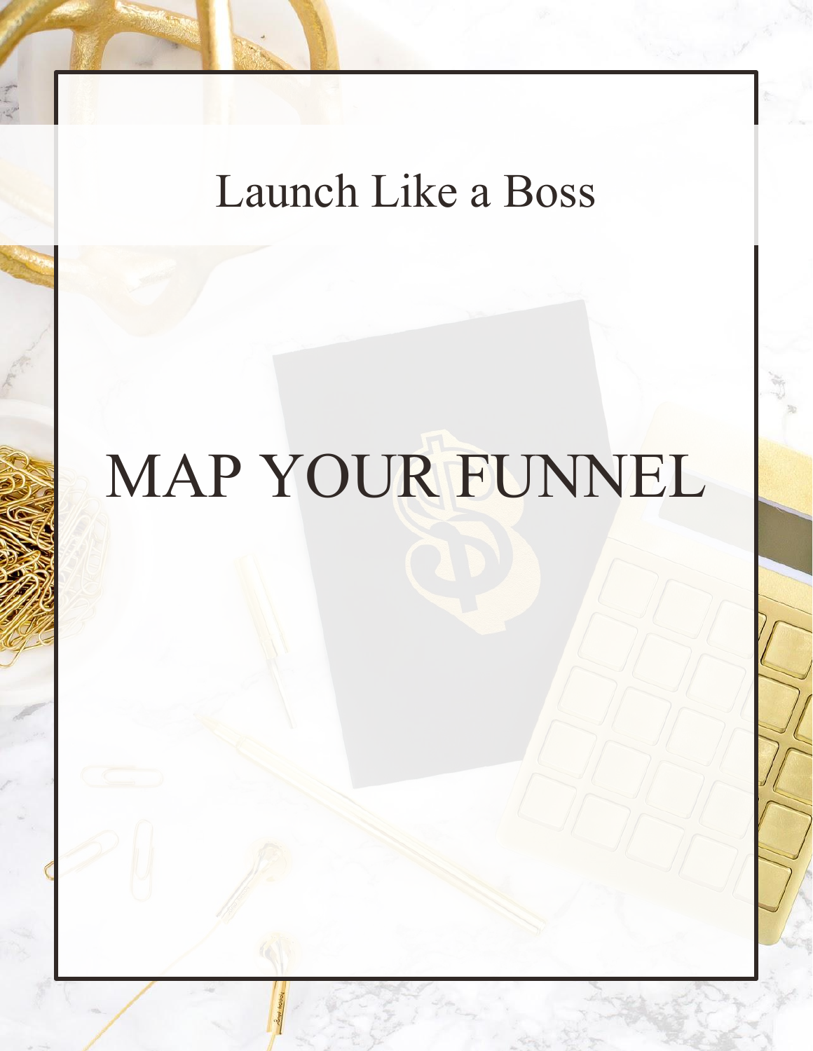Launch Like a Boss

# MAP YOUR FUNNEL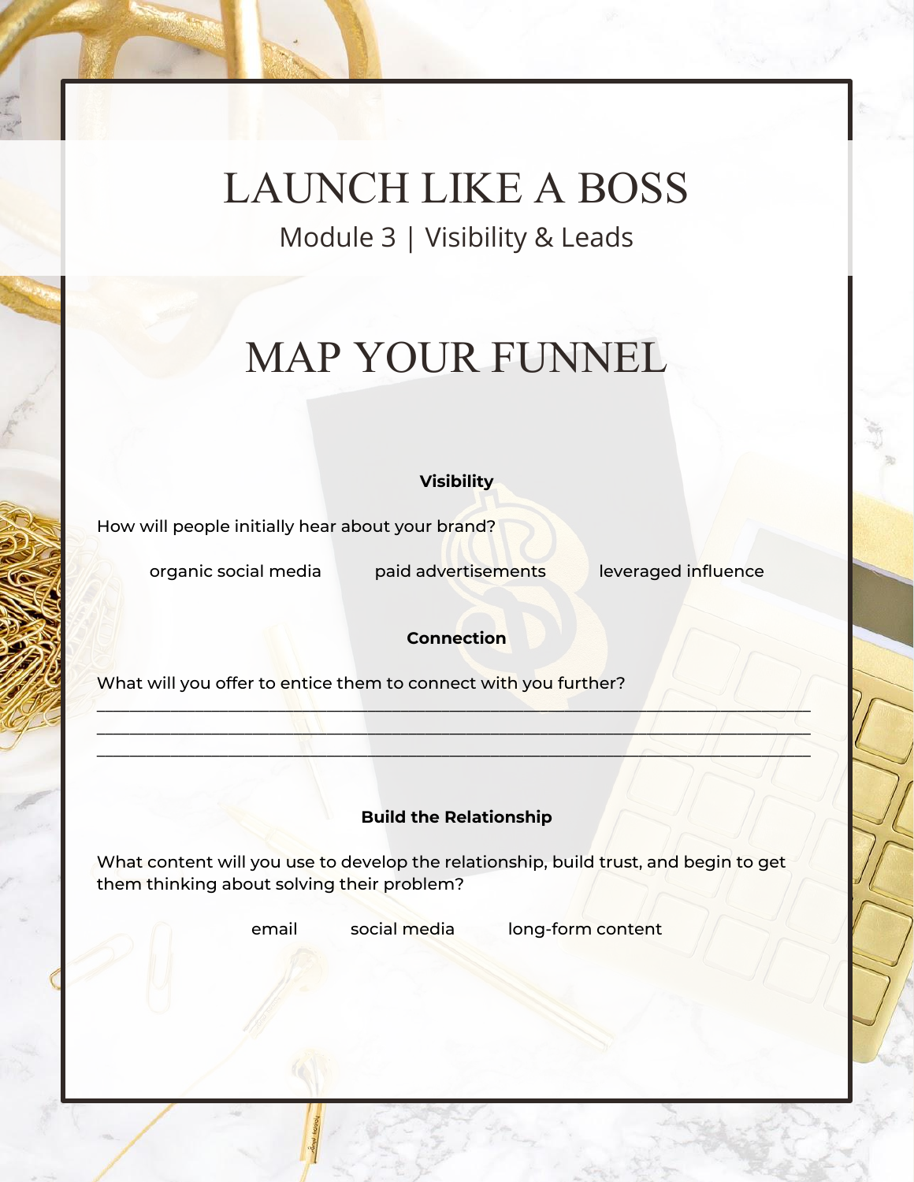# LAUNCH LIKE A BOSS

Module 3 | Visibility & Leads

## MAP YOUR FUNNEL

**Visibility**

How will people initially hear about your brand?

organic social media     paid advertisements     leveraged influence

**Connection**

What will you offer to entice them to connect with you further?

\_\_\_\_\_\_\_\_\_\_\_\_\_\_\_\_\_\_\_\_\_\_\_\_\_\_\_\_\_\_\_\_\_\_\_\_\_\_\_\_\_\_\_\_\_\_\_\_\_\_\_\_\_\_\_\_\_\_\_\_\_\_\_\_\_\_\_\_\_\_\_\_\_\_\_\_\_\_
\_\_\_\_\_\_\_\_\_\_\_\_\_\_\_\_\_\_\_\_\_\_\_\_\_\_\_\_\_\_\_\_\_\_\_\_\_\_\_\_\_\_\_\_\_\_\_\_\_\_\_\_\_\_\_\_\_\_\_\_\_\_\_\_\_\_\_\_\_\_\_\_\_\_\_\_\_\_
\_\_\_\_\_\_\_\_\_\_\_\_\_\_\_\_\_\_\_\_\_\_\_\_\_\_\_\_\_\_\_\_\_\_\_\_\_\_\_\_\_\_\_\_\_\_\_\_\_\_\_\_\_\_\_\_\_\_\_\_\_\_\_\_\_\_\_\_\_\_\_\_\_\_\_\_\_\_

**Build the Relationship**

What content will you use to develop the relationship, build trust, and begin to get them thinking about solving their problem?

email     social media     long-form content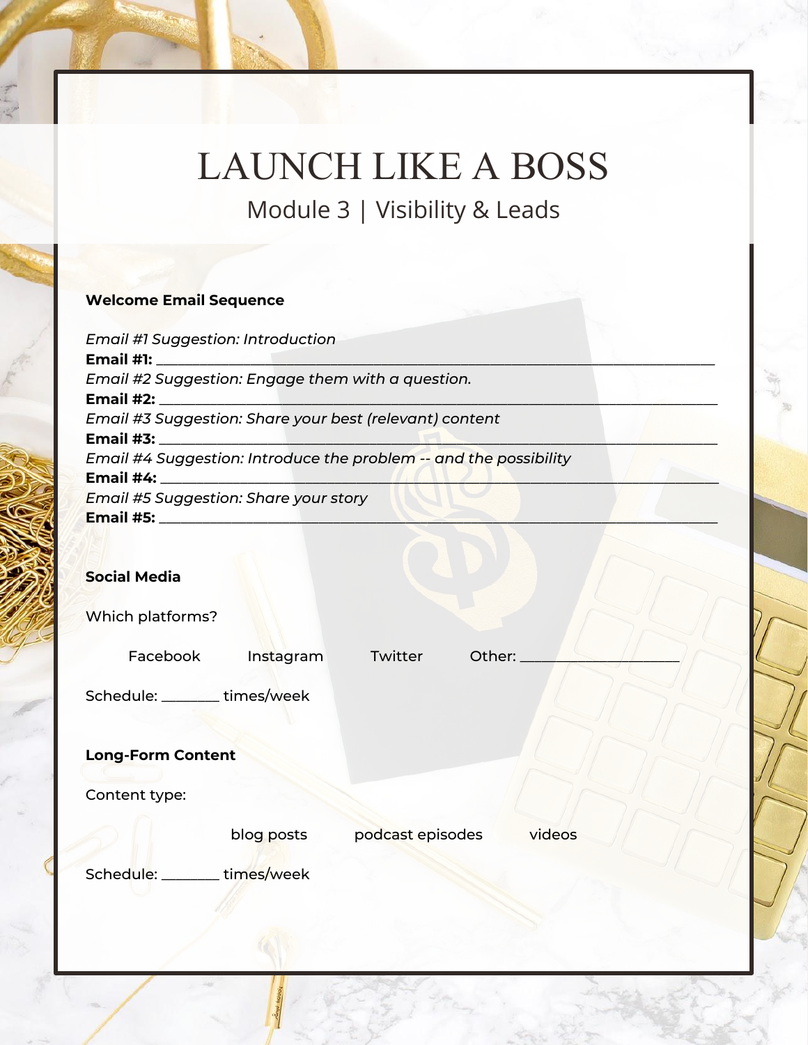# LAUNCH LIKE A BOSS

## Module 3 | Visibility & Leads

**Welcome Email Sequence**

*Email #1 Suggestion: Introduction*
**Email #1:** ___________________________________________________________

*Email #2 Suggestion: Engage them with a question.*
**Email #2:** ___________________________________________________________

*Email #3 Suggestion: Share your best (relevant) content*
**Email #3:** ___________________________________________________________

*Email #4 Suggestion: Introduce the problem -- and the possibility*
**Email #4:** ___________________________________________________________

*Email #5 Suggestion: Share your story*
**Email #5:** ___________________________________________________________

**Social Media**

Which platforms?

Facebook    Instagram    Twitter    Other: ____________________

Schedule: _______ times/week

**Long-Form Content**

Content type:

blog posts    podcast episodes    videos

Schedule: _______ times/week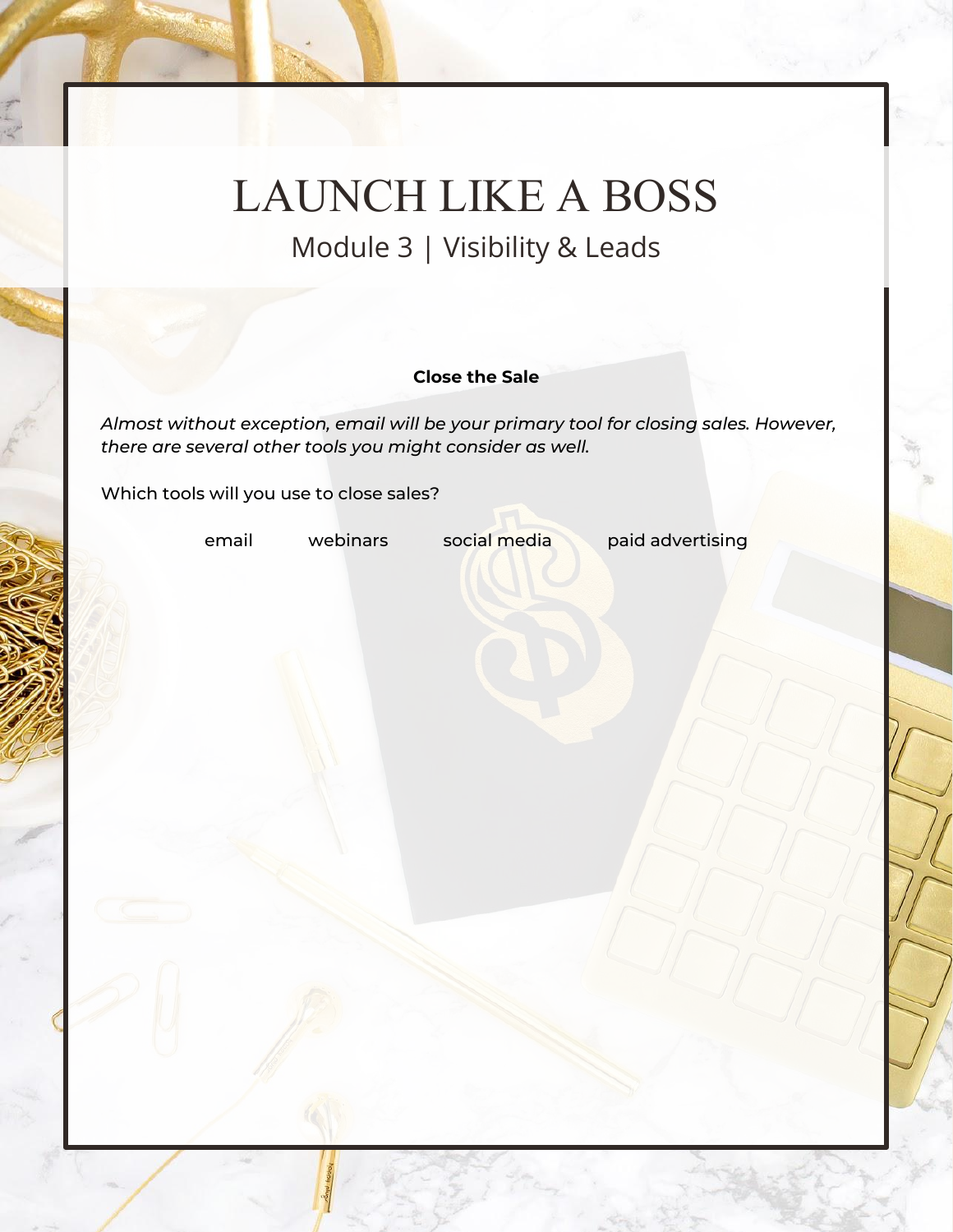# LAUNCH LIKE A BOSS

## Module 3 | Visibility & Leads

**Close the Sale**

*Almost without exception, email will be your primary tool for closing sales. However, there are several other tools you might consider as well.*

Which tools will you use to close sales?

email webinars social media paid advertising